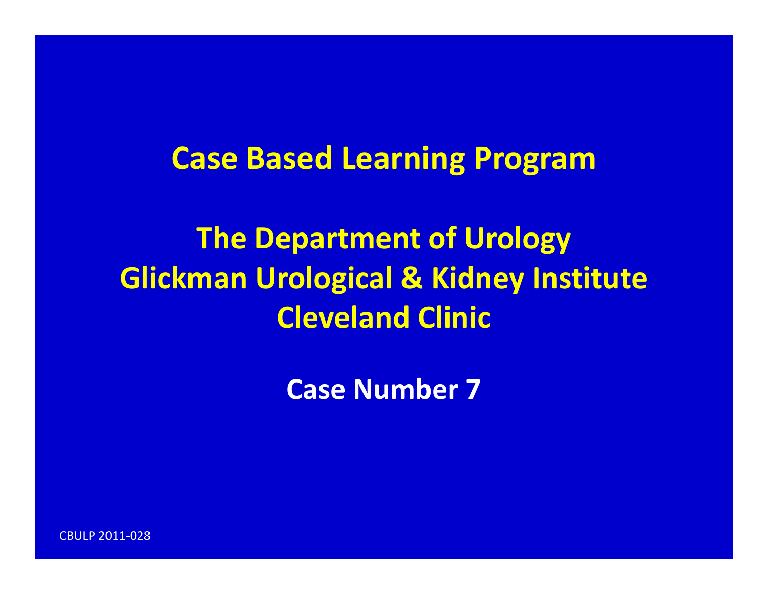# Case Based Learning Program

## The Department of Urology
## Glickman Urological & Kidney Institute
## Cleveland Clinic

**Case Number 7**

CBULP 2011-028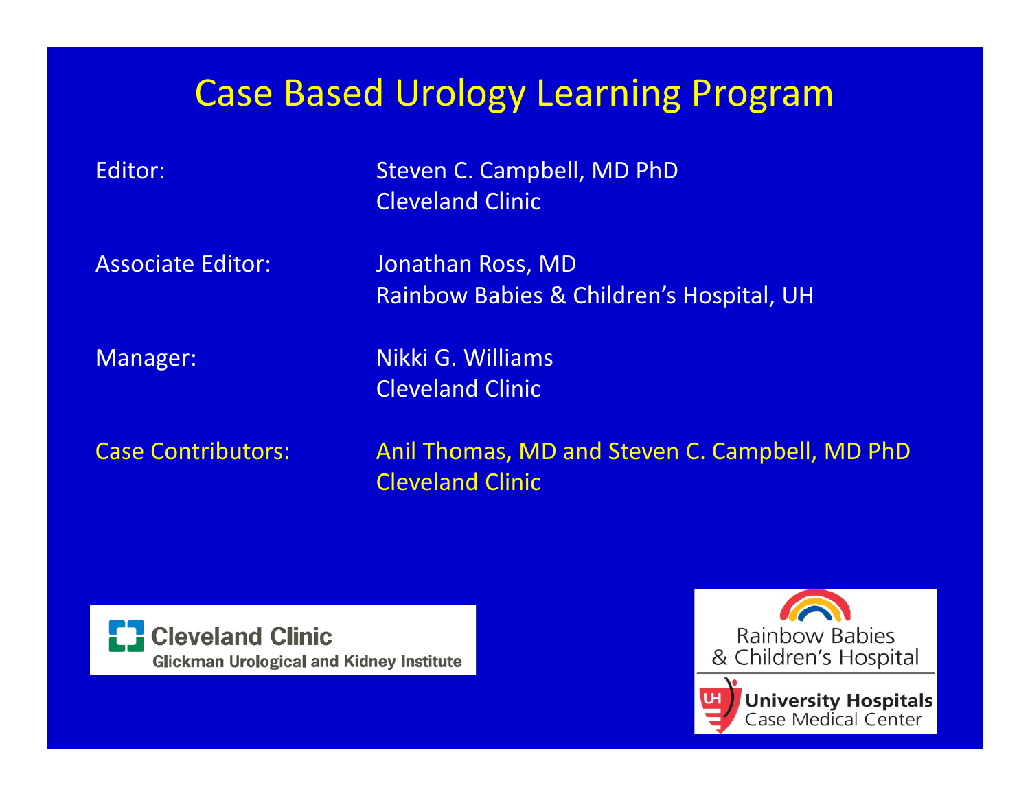# Case Based Urology Learning Program

Editor: Steven C. Campbell, MD PhD
Cleveland Clinic

Associate Editor: Jonathan Ross, MD
Rainbow Babies & Children's Hospital, UH

Manager: Nikki G. Williams
Cleveland Clinic

Case Contributors: Anil Thomas, MD and Steven C. Campbell, MD PhD
Cleveland Clinic

Cleveland Clinic
Glickman Urological and Kidney Institute

Rainbow Babies & Children's Hospital
University Hospitals
Case Medical Center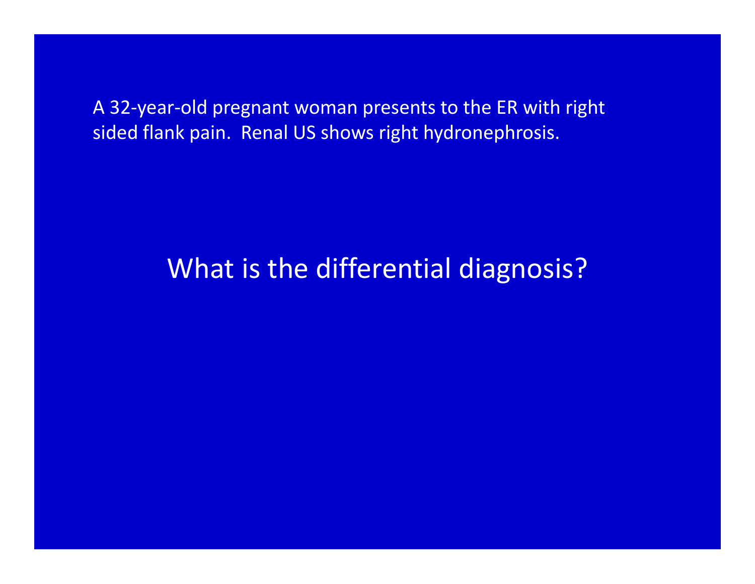A 32-year-old pregnant woman presents to the ER with right sided flank pain. Renal US shows right hydronephrosis.

## What is the differential diagnosis?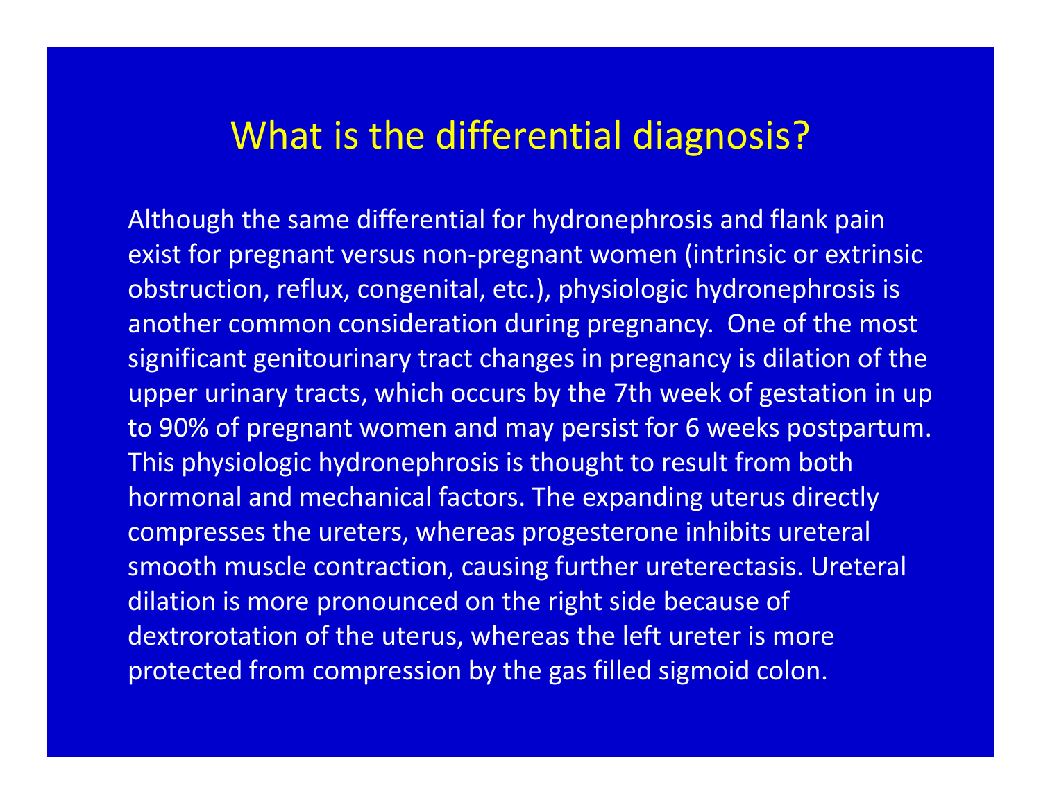# What is the differential diagnosis?

Although the same differential for hydronephrosis and flank pain exist for pregnant versus non-pregnant women (intrinsic or extrinsic obstruction, reflux, congenital, etc.), physiologic hydronephrosis is another common consideration during pregnancy. One of the most significant genitourinary tract changes in pregnancy is dilation of the upper urinary tracts, which occurs by the 7th week of gestation in up to 90% of pregnant women and may persist for 6 weeks postpartum. This physiologic hydronephrosis is thought to result from both hormonal and mechanical factors. The expanding uterus directly compresses the ureters, whereas progesterone inhibits ureteral smooth muscle contraction, causing further ureterectasis. Ureteral dilation is more pronounced on the right side because of dextrorotation of the uterus, whereas the left ureter is more protected from compression by the gas filled sigmoid colon.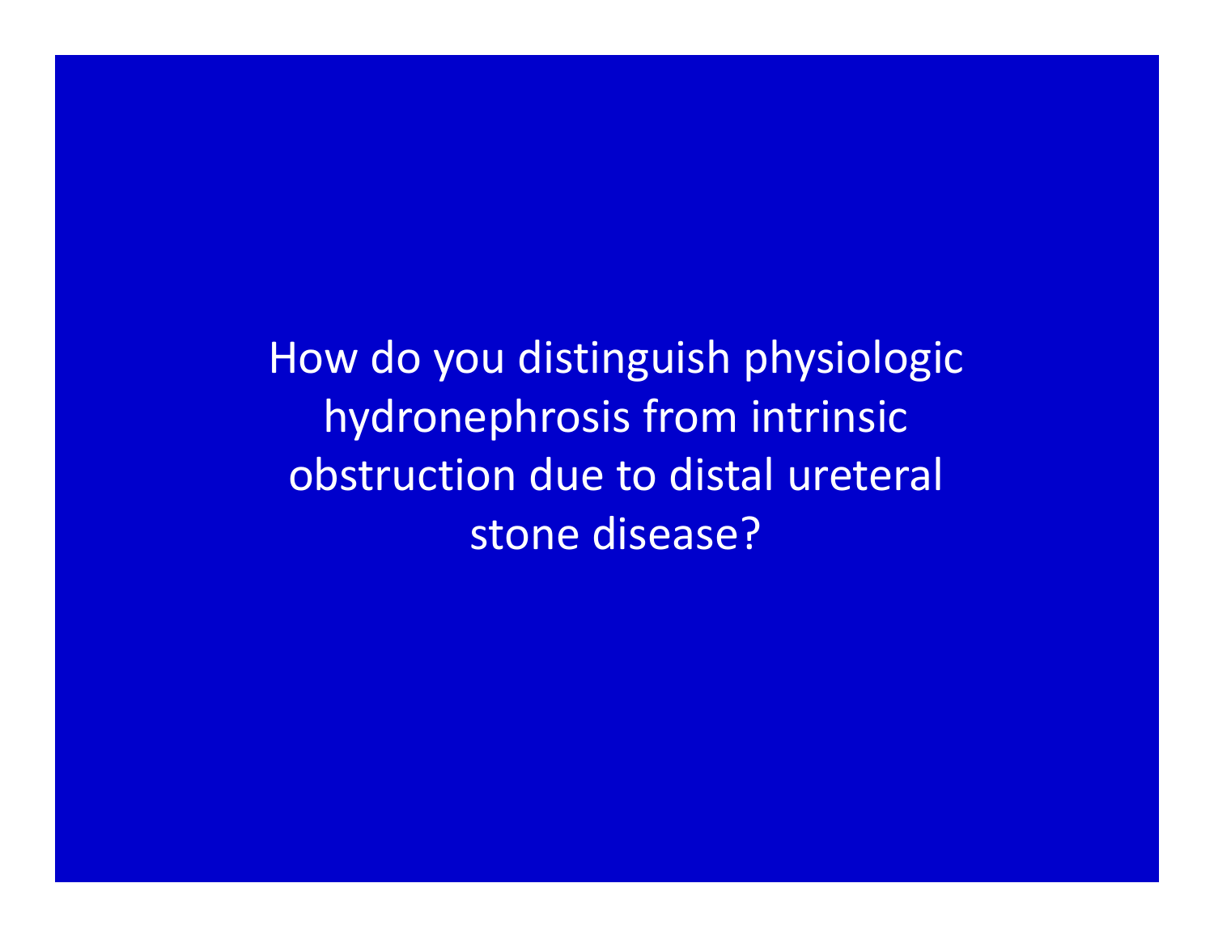How do you distinguish physiologic hydronephrosis from intrinsic obstruction due to distal ureteral stone disease?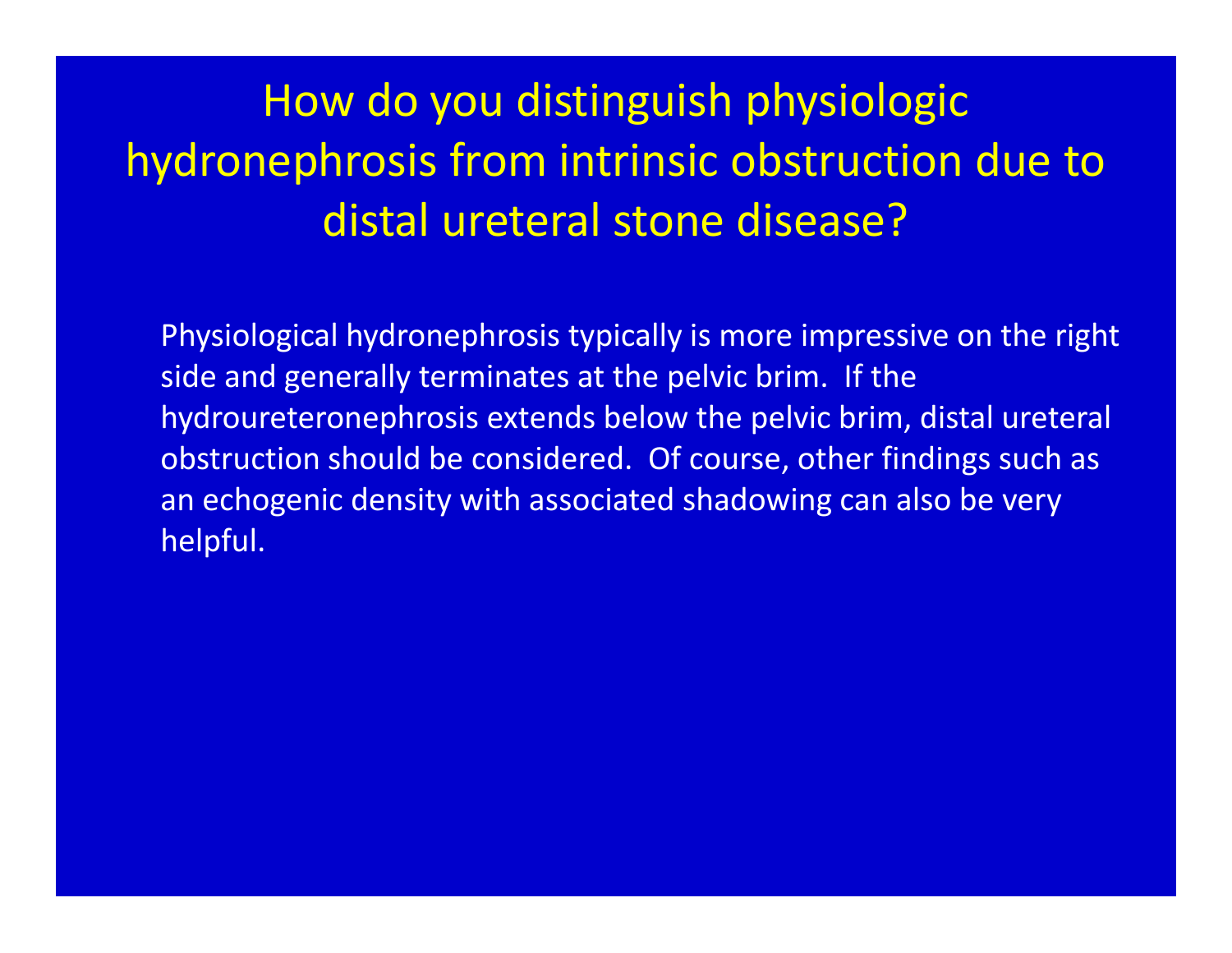# How do you distinguish physiologic hydronephrosis from intrinsic obstruction due to distal ureteral stone disease?

Physiological hydronephrosis typically is more impressive on the right side and generally terminates at the pelvic brim. If the hydroureteronephrosis extends below the pelvic brim, distal ureteral obstruction should be considered. Of course, other findings such as an echogenic density with associated shadowing can also be very helpful.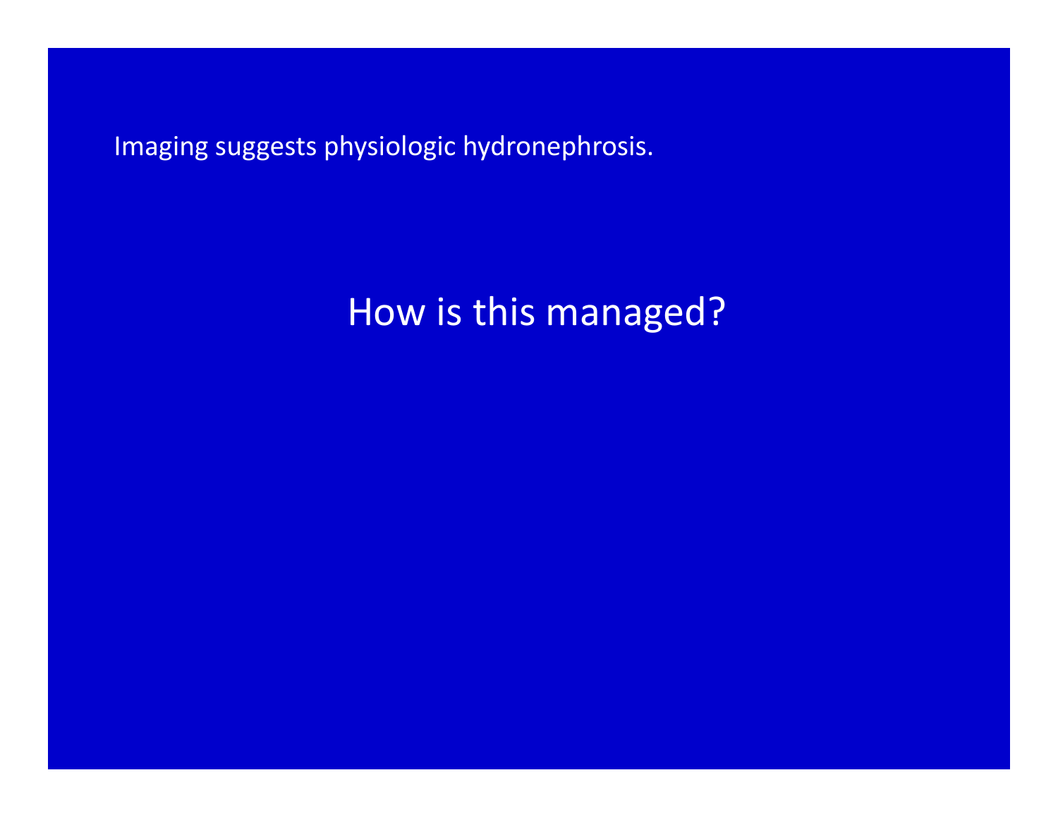Imaging suggests physiologic hydronephrosis.

## How is this managed?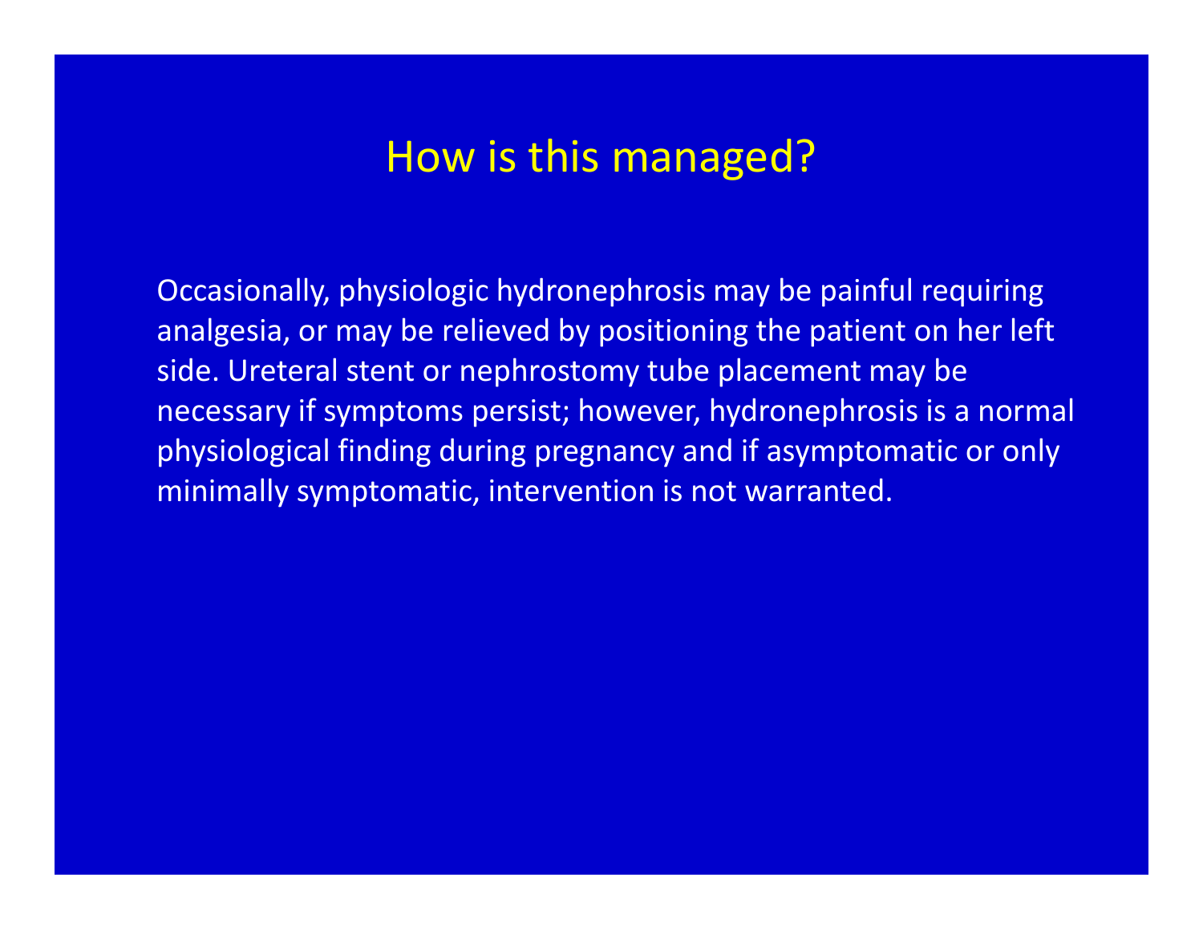# How is this managed?

Occasionally, physiologic hydronephrosis may be painful requiring analgesia, or may be relieved by positioning the patient on her left side. Ureteral stent or nephrostomy tube placement may be necessary if symptoms persist; however, hydronephrosis is a normal physiological finding during pregnancy and if asymptomatic or only minimally symptomatic, intervention is not warranted.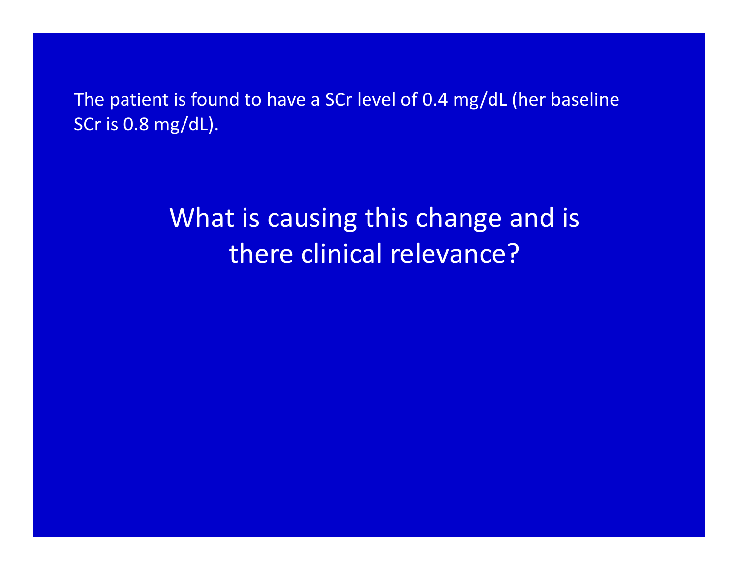The patient is found to have a SCr level of 0.4 mg/dL (her baseline SCr is 0.8 mg/dL).

## What is causing this change and is there clinical relevance?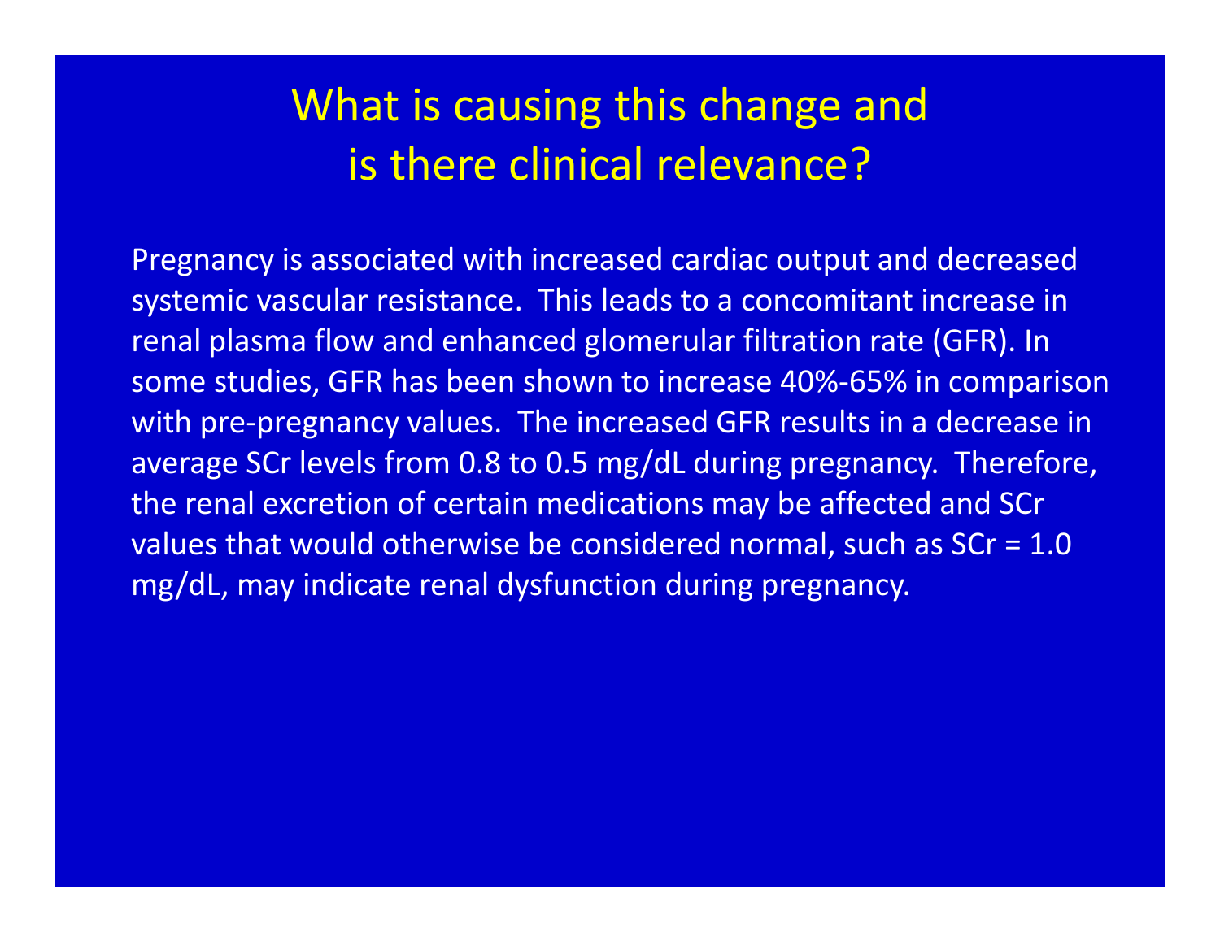# What is causing this change and is there clinical relevance?

Pregnancy is associated with increased cardiac output and decreased systemic vascular resistance. This leads to a concomitant increase in renal plasma flow and enhanced glomerular filtration rate (GFR). In some studies, GFR has been shown to increase 40%-65% in comparison with pre-pregnancy values. The increased GFR results in a decrease in average SCr levels from 0.8 to 0.5 mg/dL during pregnancy. Therefore, the renal excretion of certain medications may be affected and SCr values that would otherwise be considered normal, such as SCr = 1.0 mg/dL, may indicate renal dysfunction during pregnancy.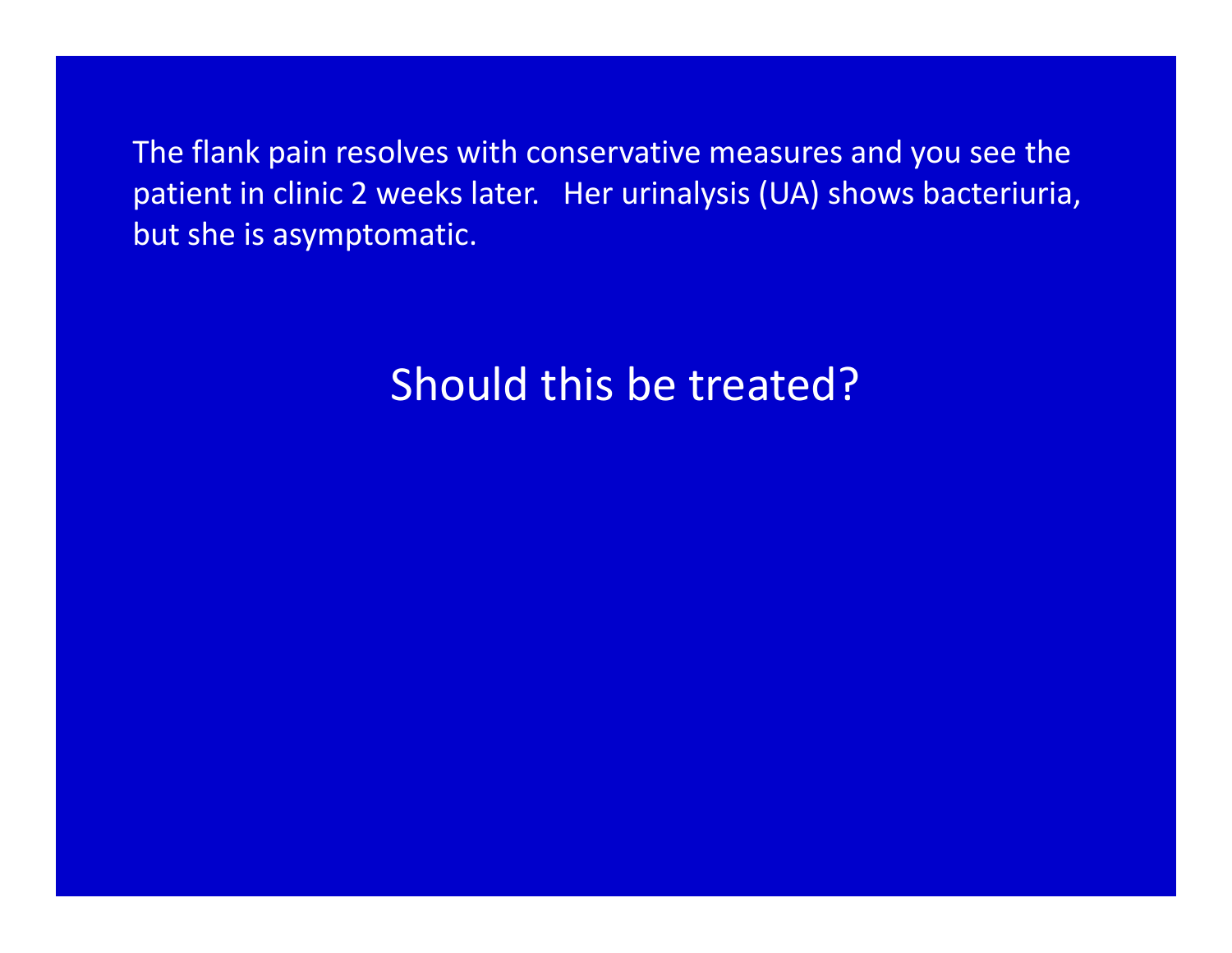The flank pain resolves with conservative measures and you see the patient in clinic 2 weeks later. Her urinalysis (UA) shows bacteriuria, but she is asymptomatic.

## Should this be treated?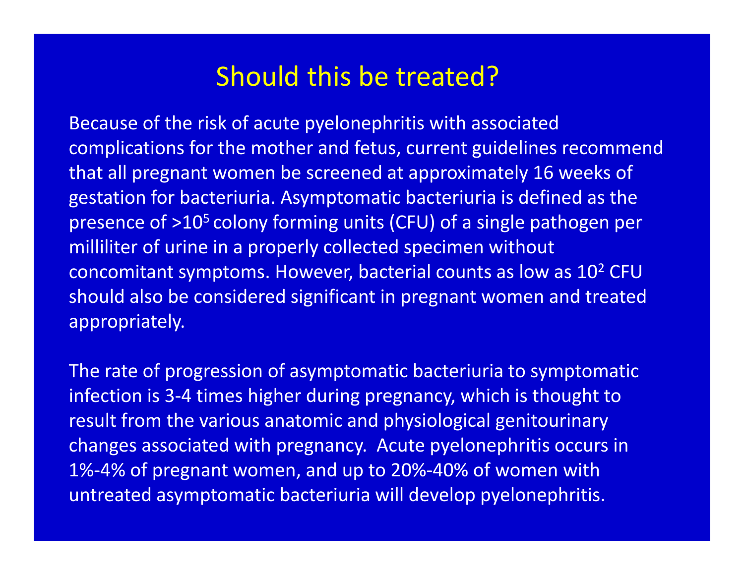# Should this be treated?

Because of the risk of acute pyelonephritis with associated complications for the mother and fetus, current guidelines recommend that all pregnant women be screened at approximately 16 weeks of gestation for bacteriuria. Asymptomatic bacteriuria is defined as the presence of $>10^5$ colony forming units (CFU) of a single pathogen per milliliter of urine in a properly collected specimen without concomitant symptoms. However, bacterial counts as low as $10^2$ CFU should also be considered significant in pregnant women and treated appropriately.

The rate of progression of asymptomatic bacteriuria to symptomatic infection is 3-4 times higher during pregnancy, which is thought to result from the various anatomic and physiological genitourinary changes associated with pregnancy. Acute pyelonephritis occurs in 1%-4% of pregnant women, and up to 20%-40% of women with untreated asymptomatic bacteriuria will develop pyelonephritis.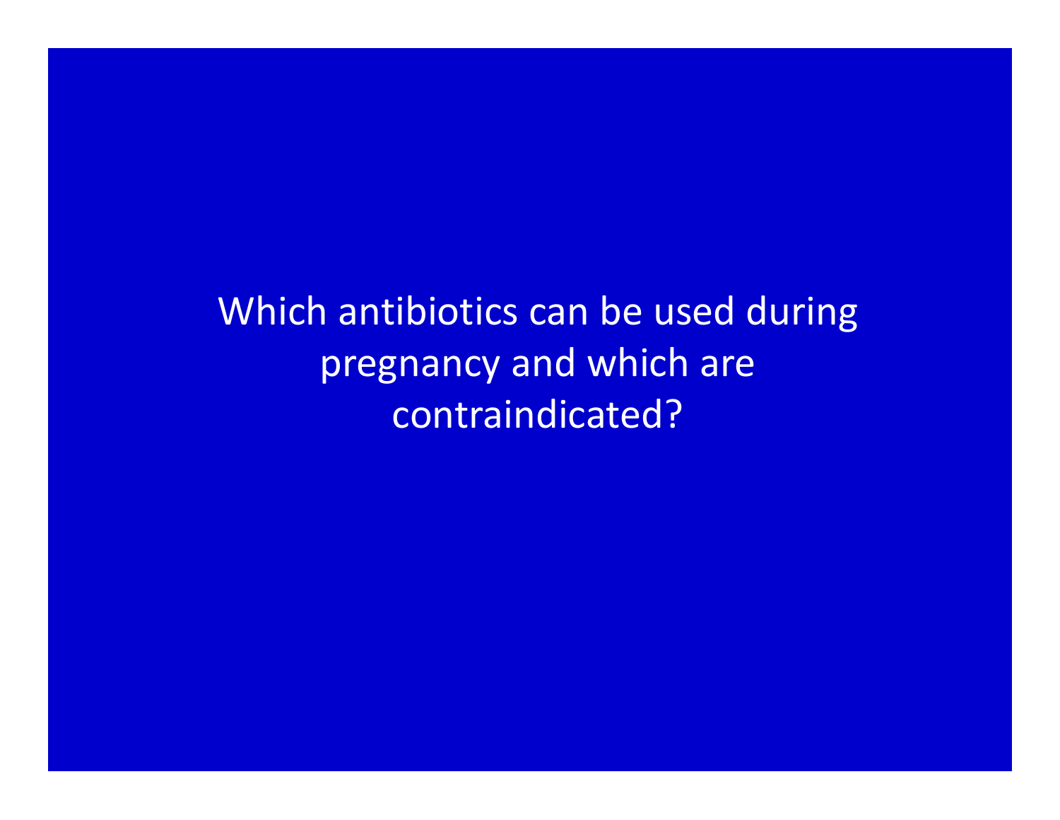Which antibiotics can be used during pregnancy and which are contraindicated?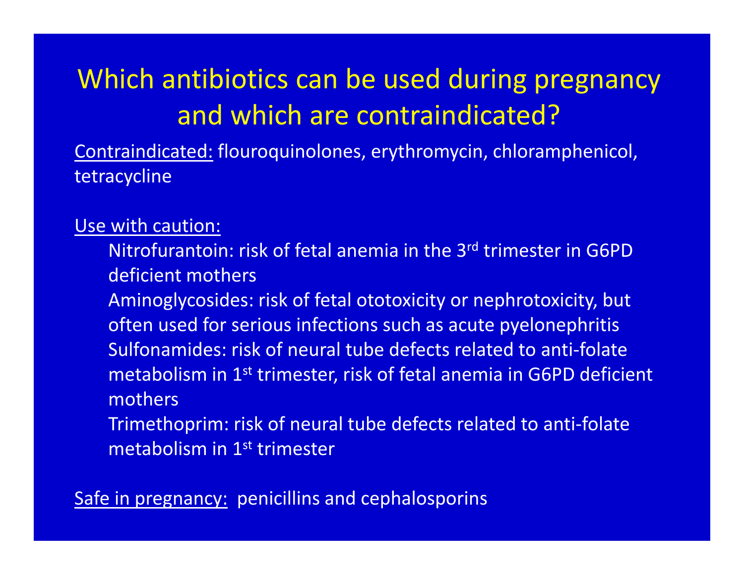# Which antibiotics can be used during pregnancy and which are contraindicated?

Contraindicated: flouroquinolones, erythromycin, chloramphenicol, tetracycline

Use with caution:

- Nitrofurantoin: risk of fetal anemia in the 3rd trimester in G6PD deficient mothers
- Aminoglycosides: risk of fetal ototoxicity or nephrotoxicity, but often used for serious infections such as acute pyelonephritis
- Sulfonamides: risk of neural tube defects related to anti-folate metabolism in 1st trimester, risk of fetal anemia in G6PD deficient mothers
- Trimethoprim: risk of neural tube defects related to anti-folate metabolism in 1st trimester

Safe in pregnancy: penicillins and cephalosporins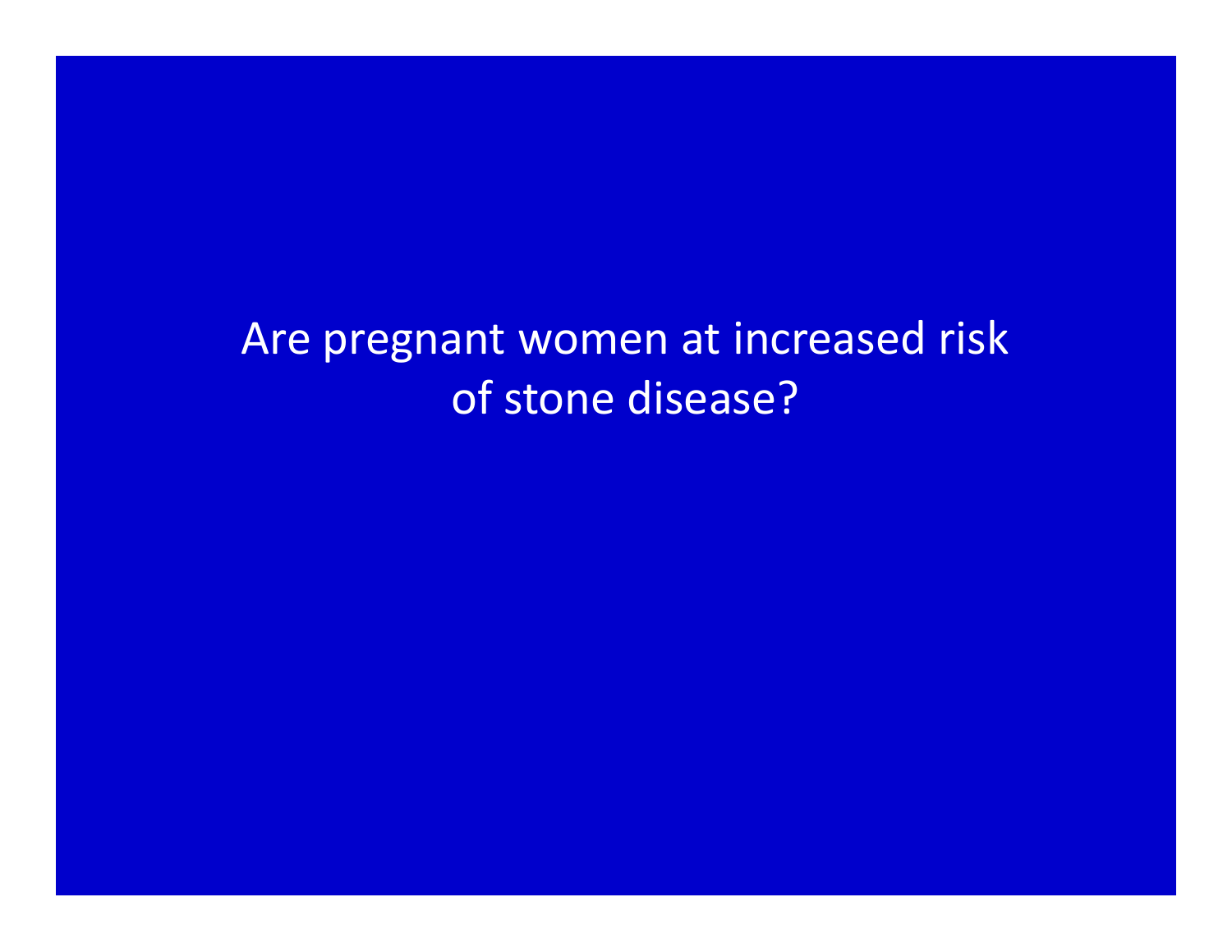Are pregnant women at increased risk of stone disease?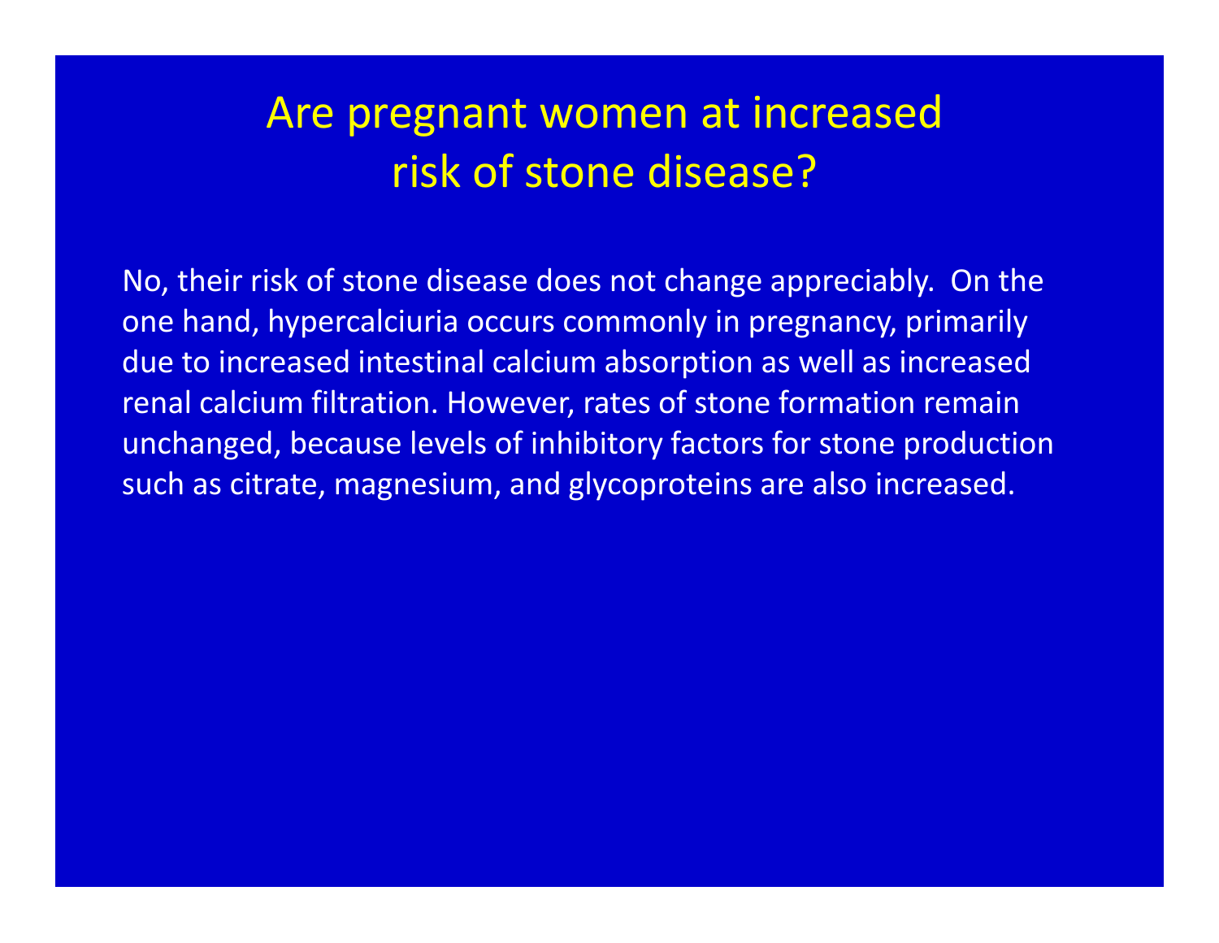# Are pregnant women at increased risk of stone disease?

No, their risk of stone disease does not change appreciably. On the one hand, hypercalciuria occurs commonly in pregnancy, primarily due to increased intestinal calcium absorption as well as increased renal calcium filtration. However, rates of stone formation remain unchanged, because levels of inhibitory factors for stone production such as citrate, magnesium, and glycoproteins are also increased.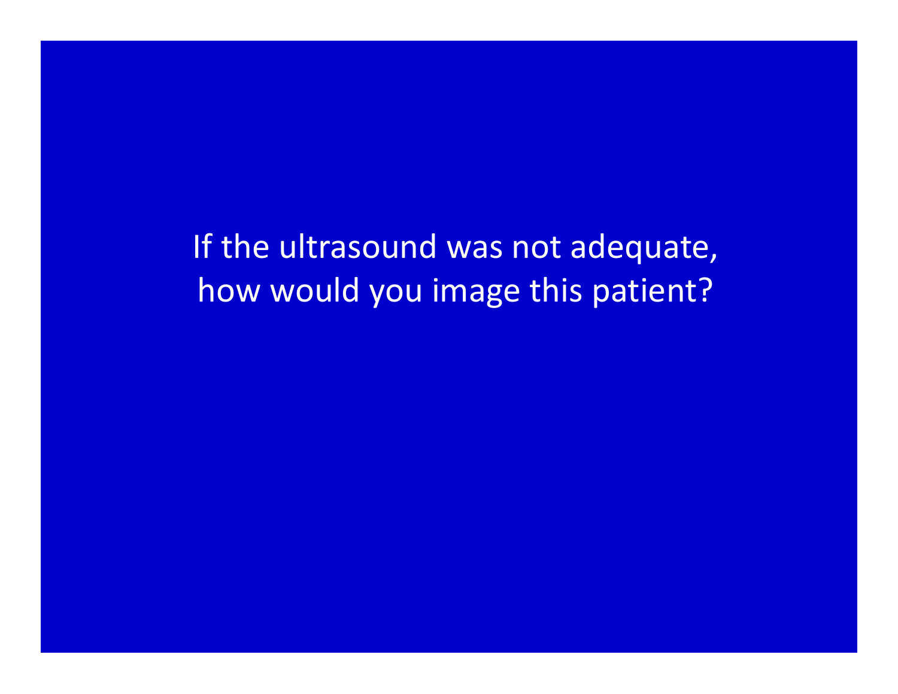If the ultrasound was not adequate, how would you image this patient?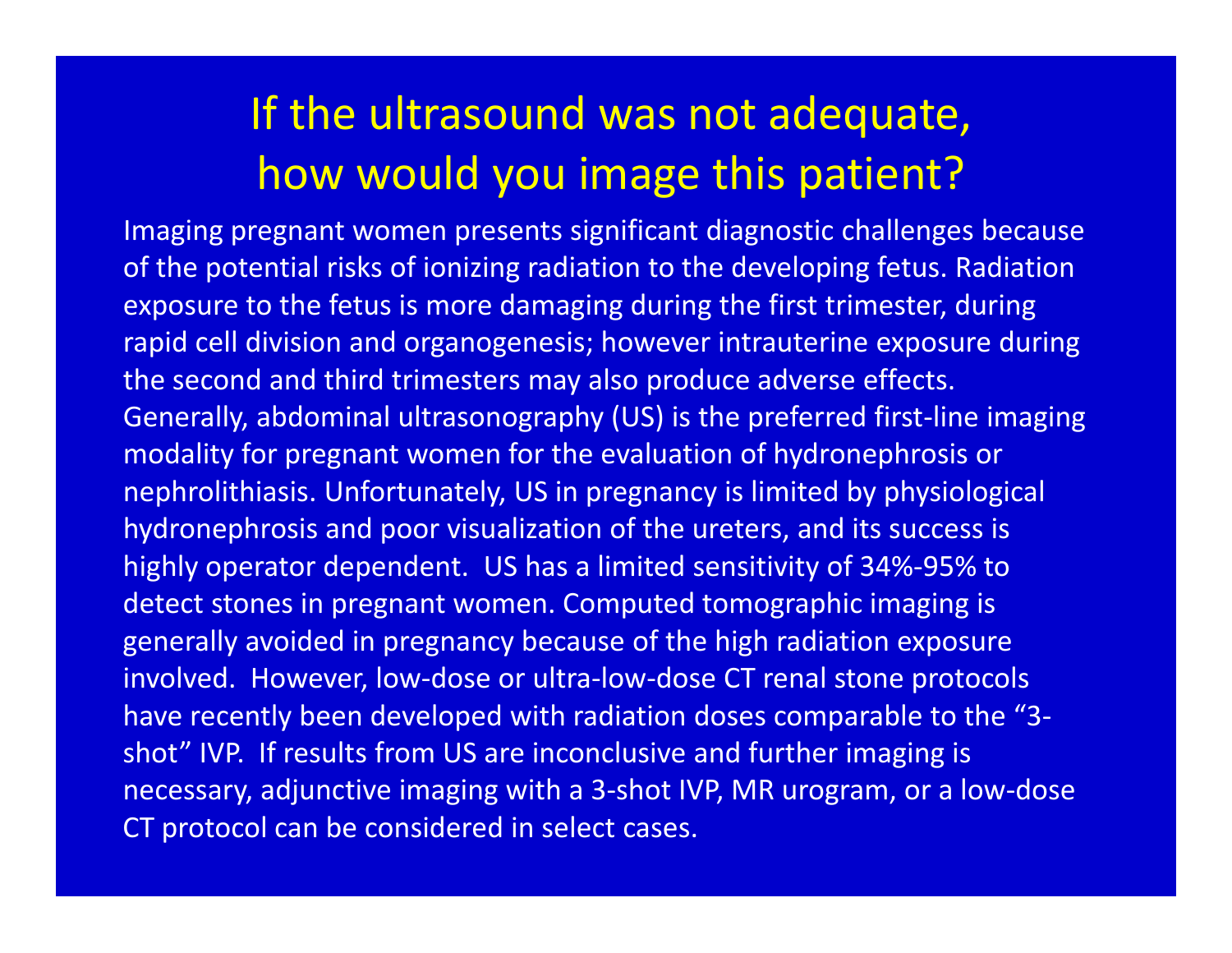# If the ultrasound was not adequate, how would you image this patient?

Imaging pregnant women presents significant diagnostic challenges because of the potential risks of ionizing radiation to the developing fetus. Radiation exposure to the fetus is more damaging during the first trimester, during rapid cell division and organogenesis; however intrauterine exposure during the second and third trimesters may also produce adverse effects. Generally, abdominal ultrasonography (US) is the preferred first-line imaging modality for pregnant women for the evaluation of hydronephrosis or nephrolithiasis. Unfortunately, US in pregnancy is limited by physiological hydronephrosis and poor visualization of the ureters, and its success is highly operator dependent. US has a limited sensitivity of 34%-95% to detect stones in pregnant women. Computed tomographic imaging is generally avoided in pregnancy because of the high radiation exposure involved. However, low-dose or ultra-low-dose CT renal stone protocols have recently been developed with radiation doses comparable to the "3-shot" IVP. If results from US are inconclusive and further imaging is necessary, adjunctive imaging with a 3-shot IVP, MR urogram, or a low-dose CT protocol can be considered in select cases.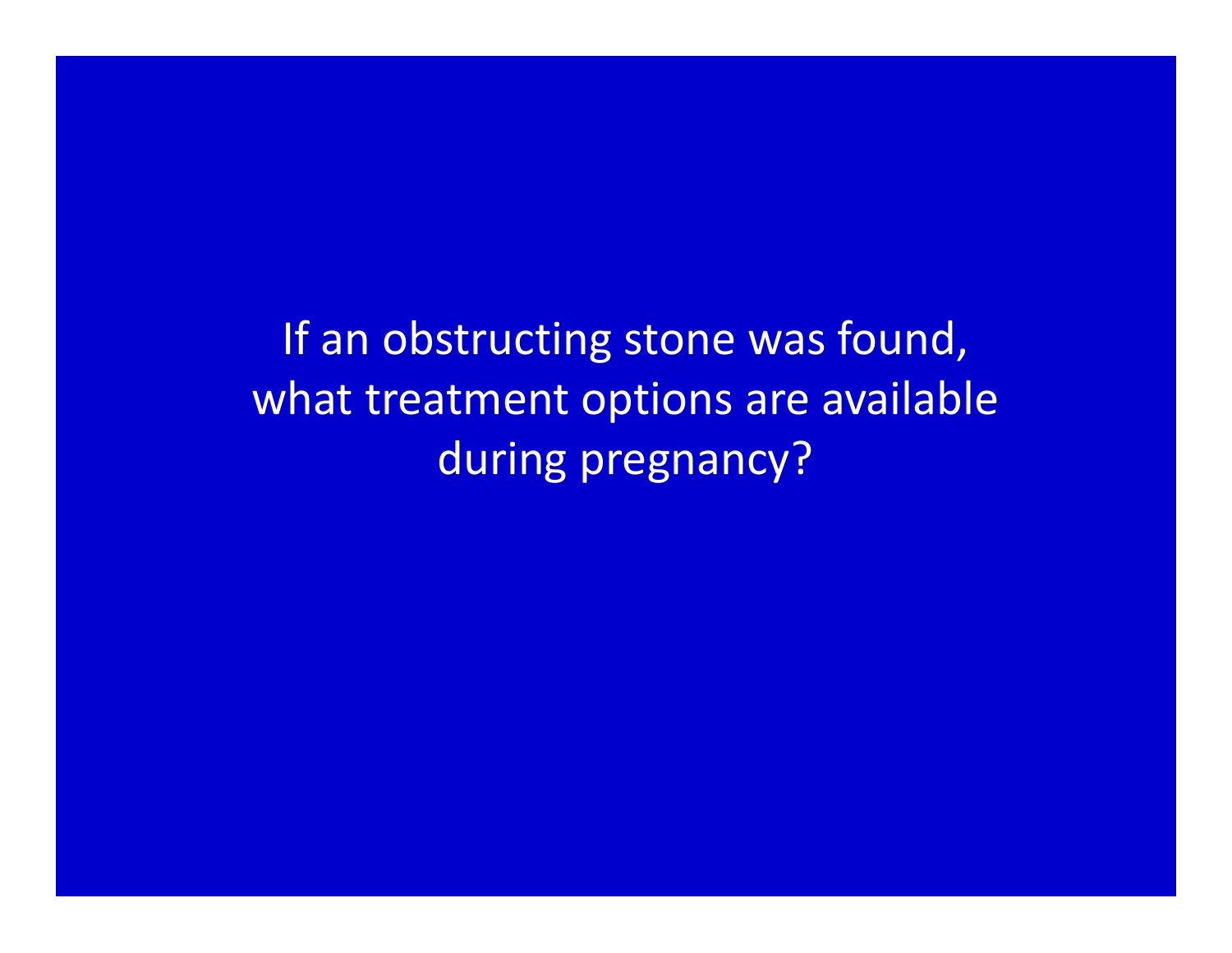If an obstructing stone was found, what treatment options are available during pregnancy?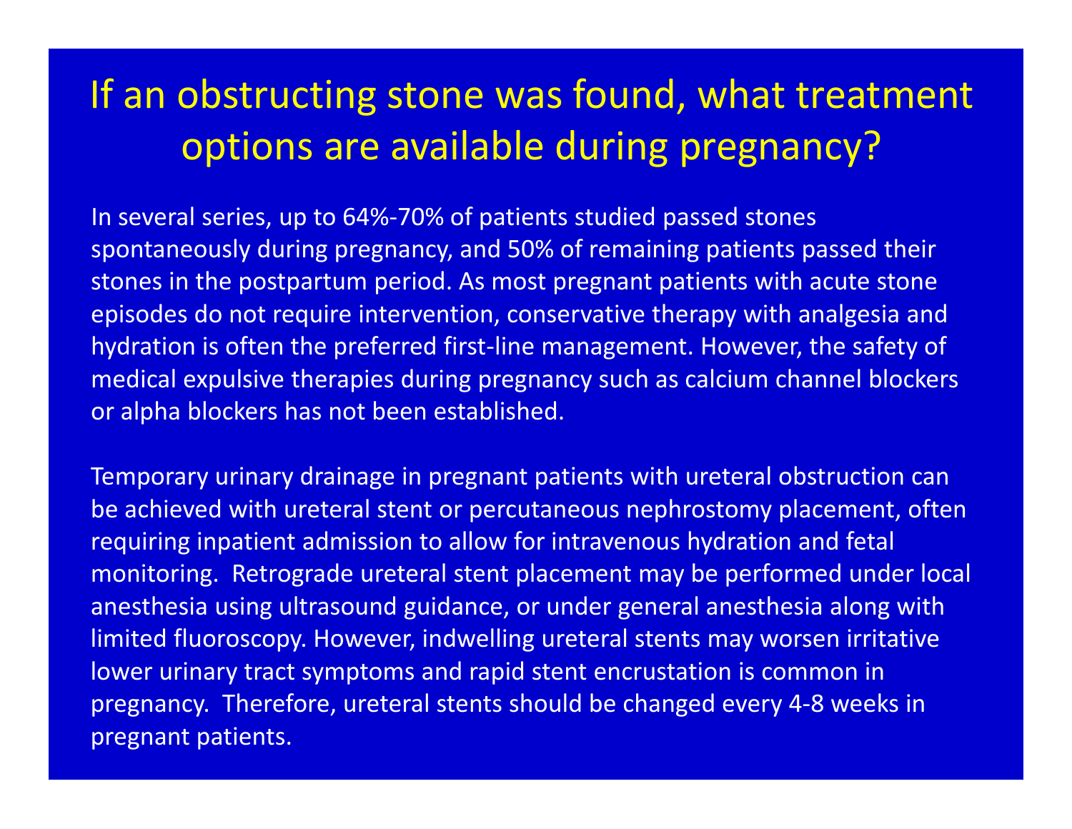# If an obstructing stone was found, what treatment options are available during pregnancy?

In several series, up to 64%-70% of patients studied passed stones spontaneously during pregnancy, and 50% of remaining patients passed their stones in the postpartum period. As most pregnant patients with acute stone episodes do not require intervention, conservative therapy with analgesia and hydration is often the preferred first-line management. However, the safety of medical expulsive therapies during pregnancy such as calcium channel blockers or alpha blockers has not been established.

Temporary urinary drainage in pregnant patients with ureteral obstruction can be achieved with ureteral stent or percutaneous nephrostomy placement, often requiring inpatient admission to allow for intravenous hydration and fetal monitoring. Retrograde ureteral stent placement may be performed under local anesthesia using ultrasound guidance, or under general anesthesia along with limited fluoroscopy. However, indwelling ureteral stents may worsen irritative lower urinary tract symptoms and rapid stent encrustation is common in pregnancy. Therefore, ureteral stents should be changed every 4-8 weeks in pregnant patients.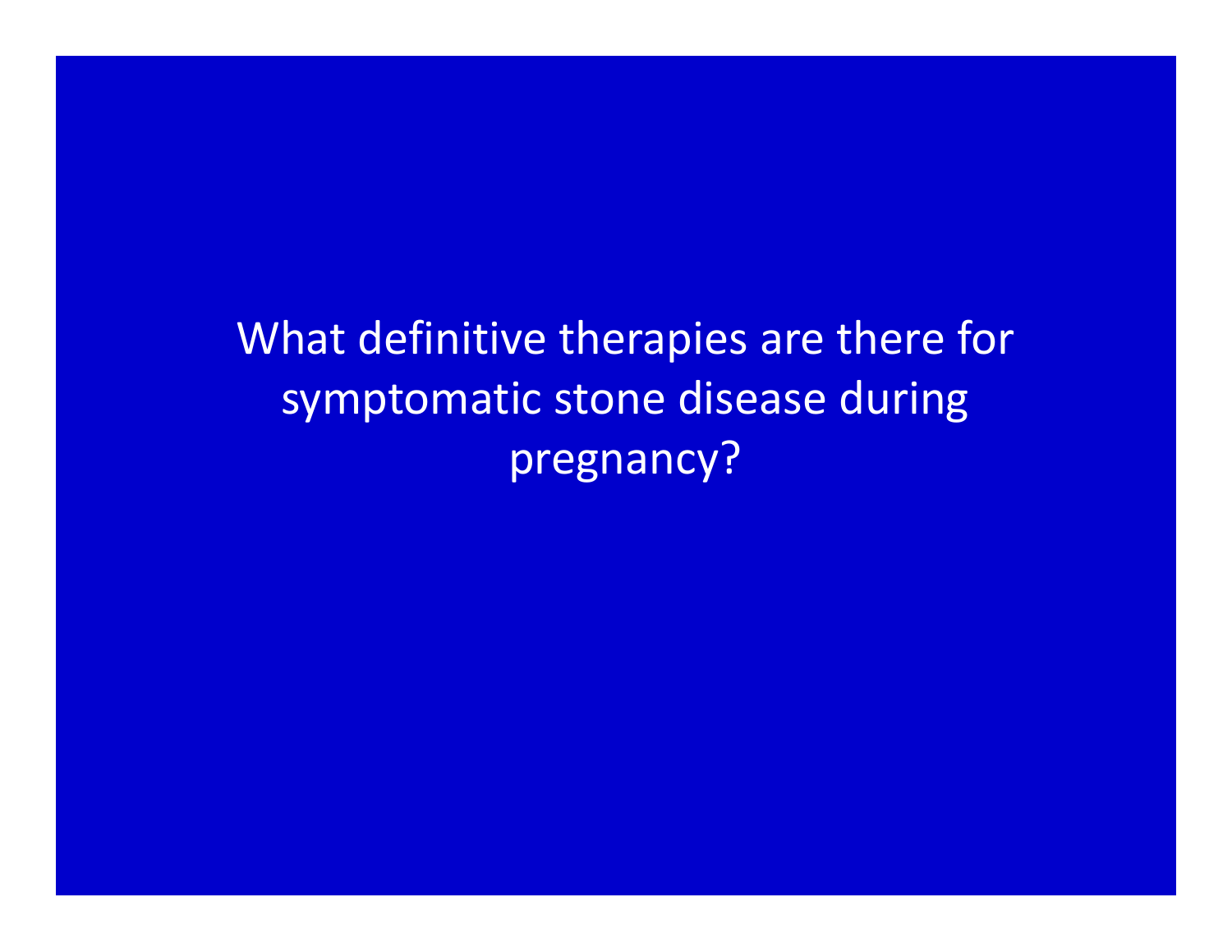What definitive therapies are there for symptomatic stone disease during pregnancy?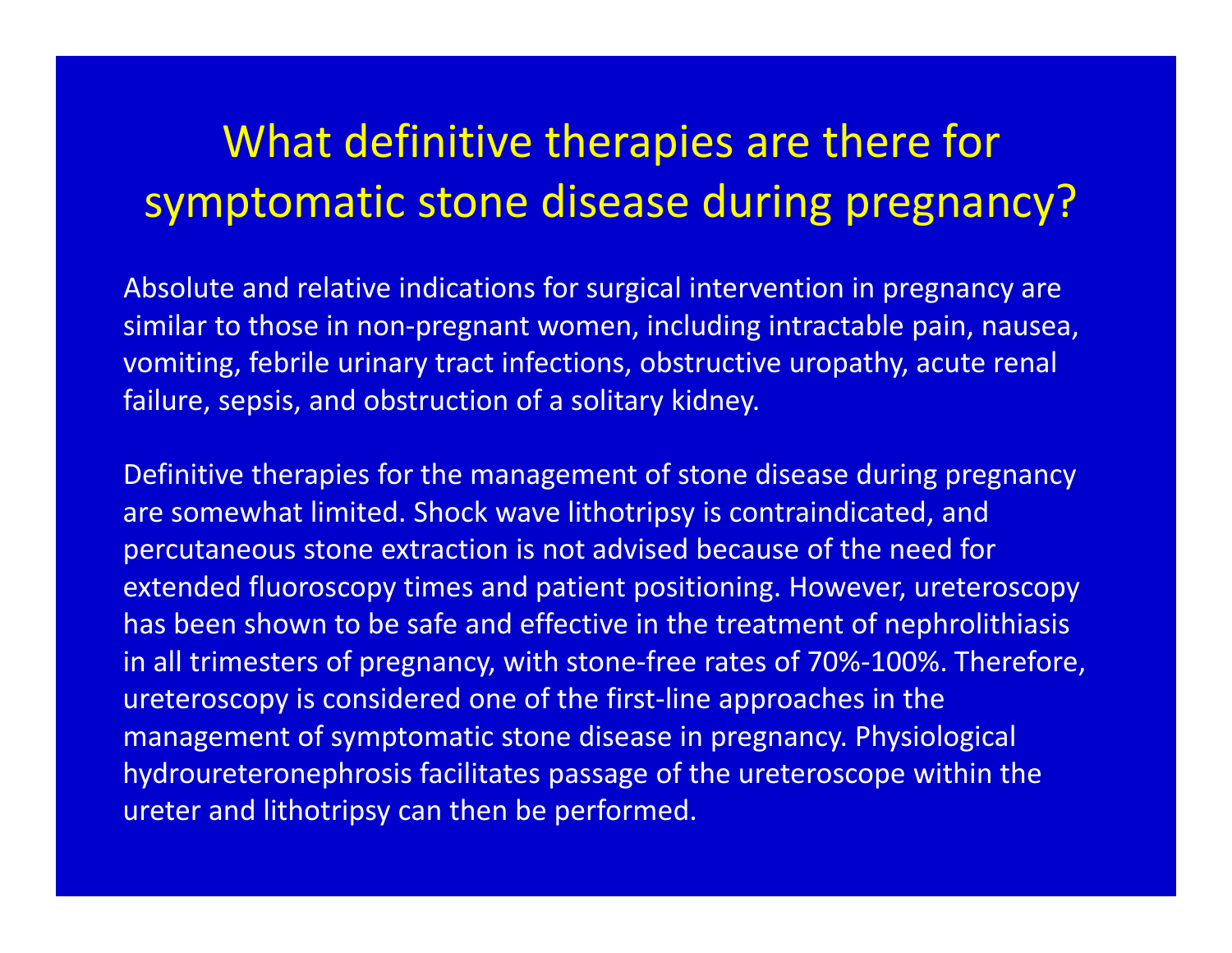# What definitive therapies are there for symptomatic stone disease during pregnancy?

Absolute and relative indications for surgical intervention in pregnancy are similar to those in non-pregnant women, including intractable pain, nausea, vomiting, febrile urinary tract infections, obstructive uropathy, acute renal failure, sepsis, and obstruction of a solitary kidney.

Definitive therapies for the management of stone disease during pregnancy are somewhat limited. Shock wave lithotripsy is contraindicated, and percutaneous stone extraction is not advised because of the need for extended fluoroscopy times and patient positioning. However, ureteroscopy has been shown to be safe and effective in the treatment of nephrolithiasis in all trimesters of pregnancy, with stone-free rates of 70%-100%. Therefore, ureteroscopy is considered one of the first-line approaches in the management of symptomatic stone disease in pregnancy. Physiological hydroureteronephrosis facilitates passage of the ureteroscope within the ureter and lithotripsy can then be performed.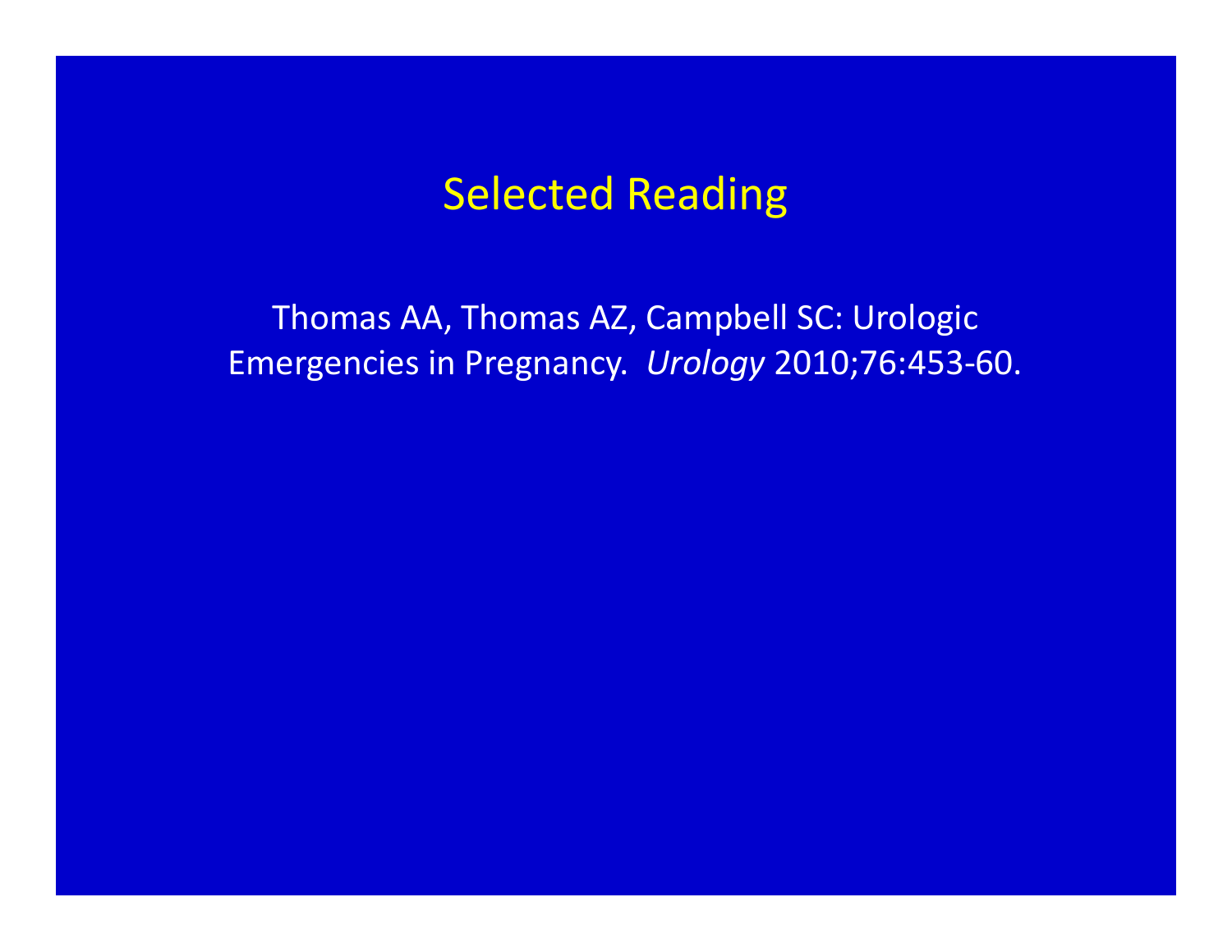# Selected Reading

Thomas AA, Thomas AZ, Campbell SC: Urologic Emergencies in Pregnancy. *Urology* 2010;76:453-60.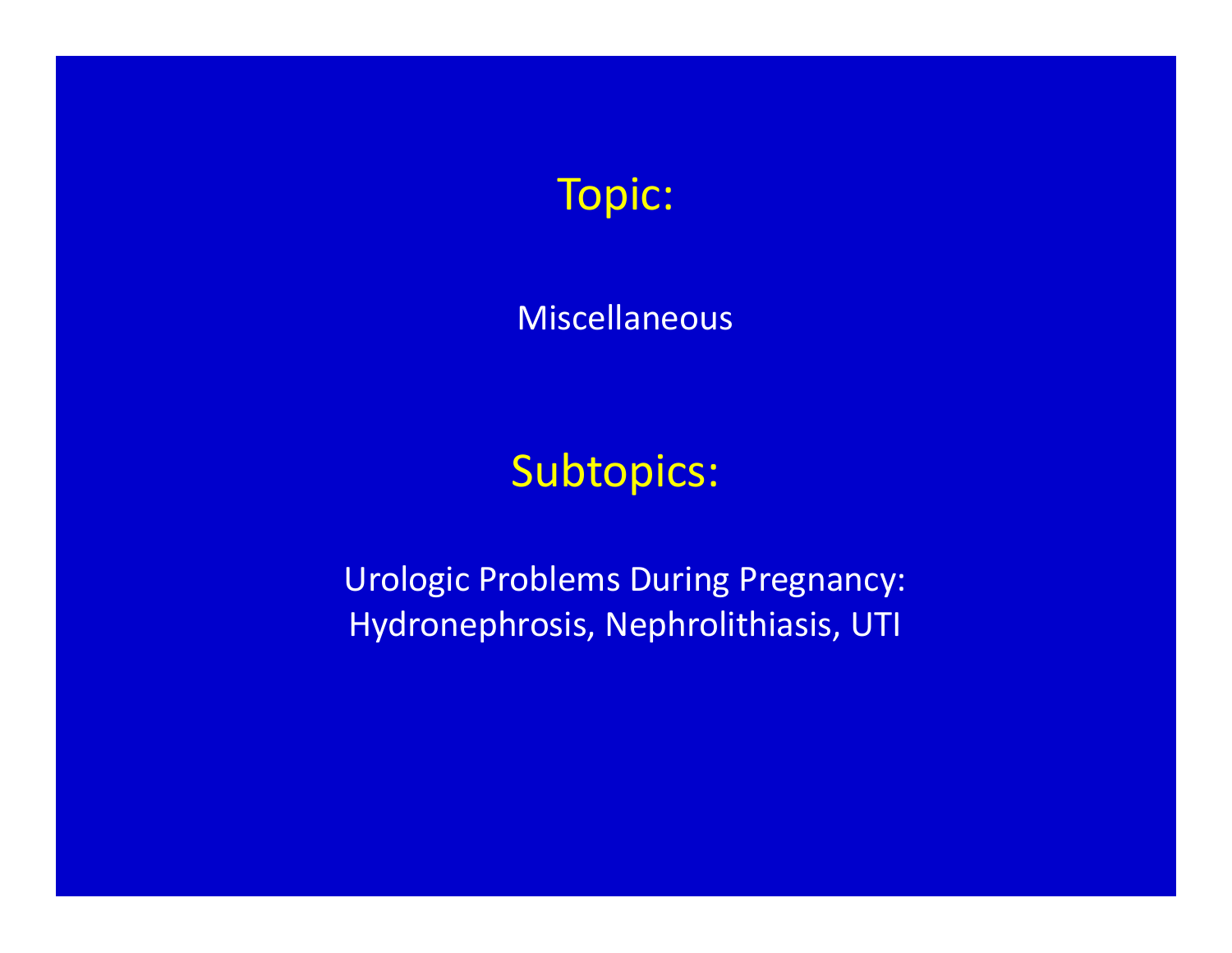## Topic:

Miscellaneous

## Subtopics:

Urologic Problems During Pregnancy:
Hydronephrosis, Nephrolithiasis, UTI